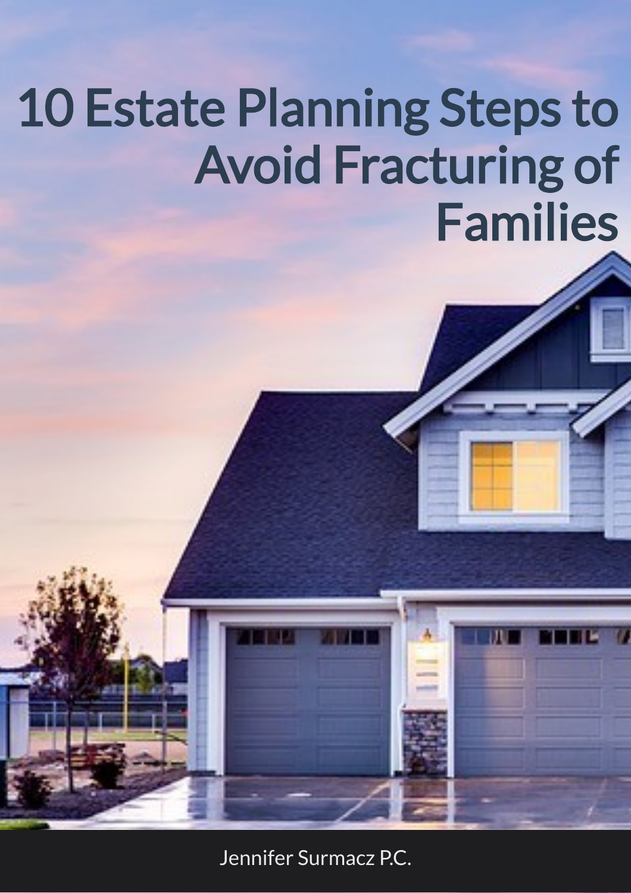# 10 Estate Planning Steps to Avoid Fracturing of Families

Jennifer Surmacz P.C.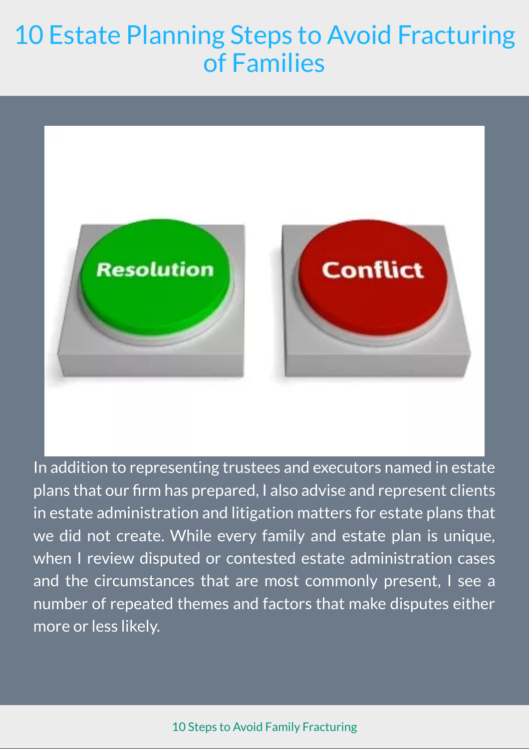# 10 Estate Planning Steps to Avoid Fracturing of Families

In addition to representing trustees and executors named in estate plans that our firm has prepared, I also advise and represent clients in estate administration and litigation matters for estate plans that we did not create. While every family and estate plan is unique, when I review disputed or contested estate administration cases and the circumstances that are most commonly present, I see a number of repeated themes and factors that make disputes either more or less likely.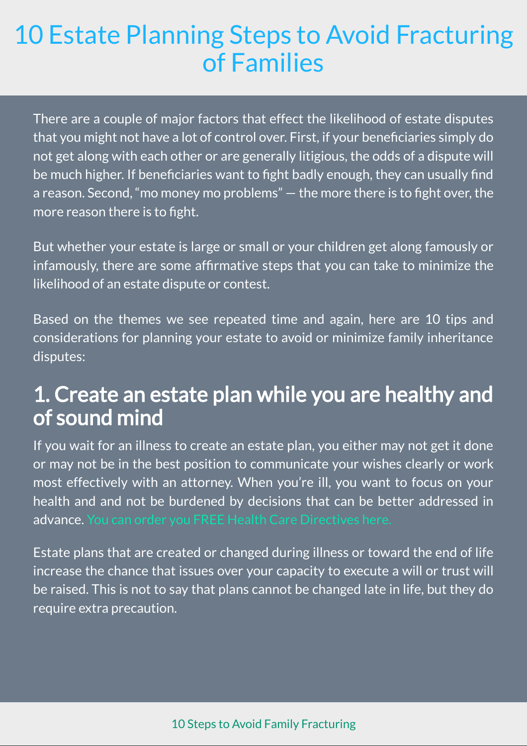# 10 Estate Planning Steps to Avoid Fracturing of Families

There are a couple of major factors that effect the likelihood of estate disputes that you might not have a lot of control over. First, if your beneficiaries simply do not get along with each other or are generally litigious, the odds of a dispute will be much higher. If beneficiaries want to fight badly enough, they can usually find a reason. Second, "mo money mo problems" — the more there is to fight over, the more reason there is to fight.

But whether your estate is large or small or your children get along famously or infamously, there are some affirmative steps that you can take to minimize the likelihood of an estate dispute or contest.

Based on the themes we see repeated time and again, here are 10 tips and considerations for planning your estate to avoid or minimize family inheritance disputes:

## 1. Create an estate plan while you are healthy and of sound mind

If you wait for an illness to create an estate plan, you either may not get it done or may not be in the best position to communicate your wishes clearly or work most effectively with an attorney. When you're ill, you want to focus on your health and and not be burdened by decisions that can be better addressed in advance. You can order you FREE Health Care Directives here.

Estate plans that are created or changed during illness or toward the end of life increase the chance that issues over your capacity to execute a will or trust will be raised. This is not to say that plans cannot be changed late in life, but they do require extra precaution.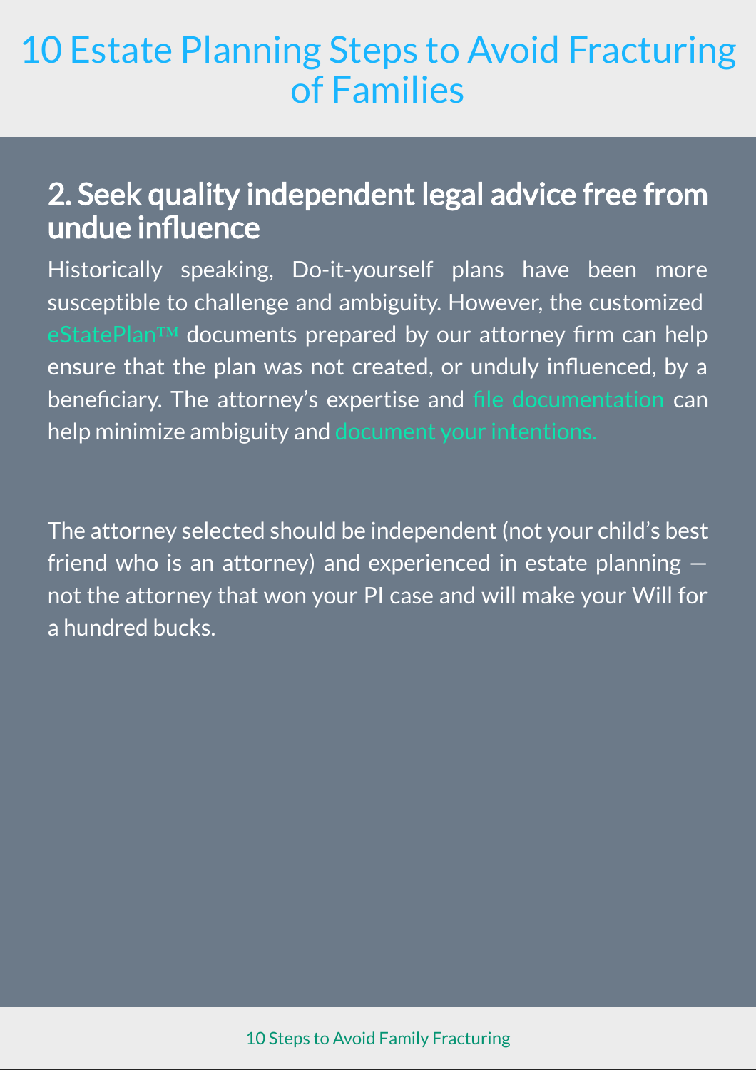## 2. Seek quality independent legal advice free from undue influence

Historically speaking, Do-it-yourself plans have been more susceptible to challenge and ambiguity. However, the customized eStatePlan™ documents prepared by our attorney firm can help ensure that the plan was not created, or unduly influenced, by a beneficiary. The attorney's expertise and file documentation can help minimize ambiguity and document your intentions.

The attorney selected should be independent (not your child's best friend who is an attorney) and experienced in estate planning — not the attorney that won your PI case and will make your Will for a hundred bucks.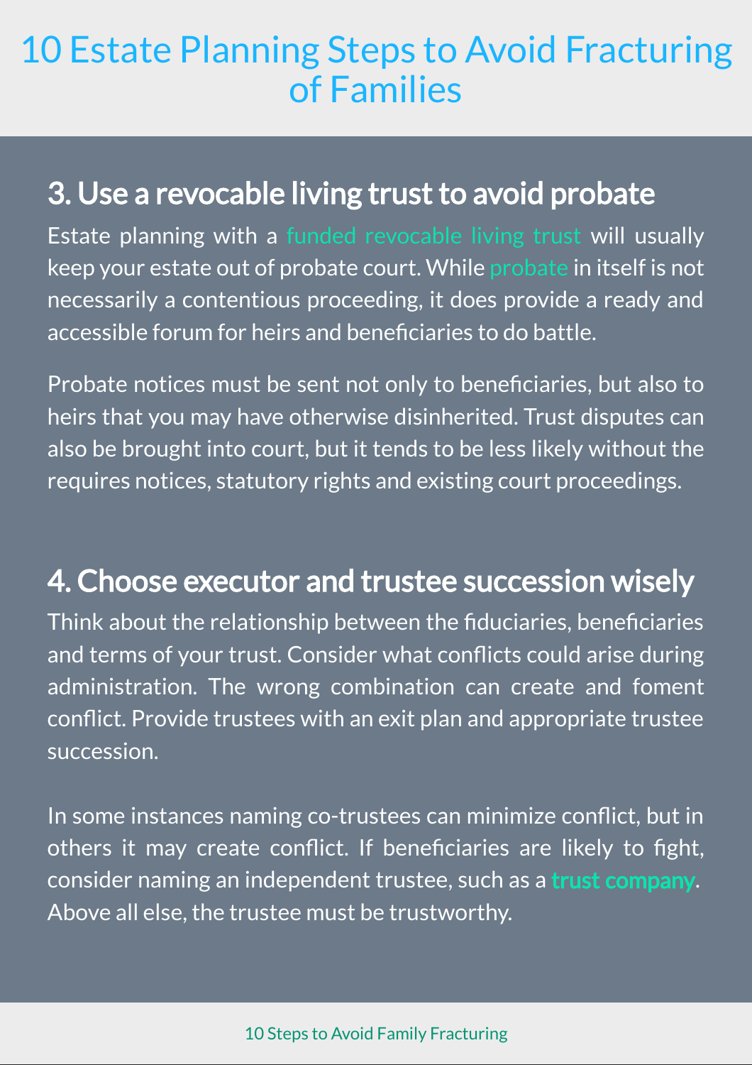# 10 Estate Planning Steps to Avoid Fracturing of Families

## 3. Use a revocable living trust to avoid probate

Estate planning with a funded revocable living trust will usually keep your estate out of probate court. While probate in itself is not necessarily a contentious proceeding, it does provide a ready and accessible forum for heirs and beneficiaries to do battle.

Probate notices must be sent not only to beneficiaries, but also to heirs that you may have otherwise disinherited. Trust disputes can also be brought into court, but it tends to be less likely without the requires notices, statutory rights and existing court proceedings.

## 4. Choose executor and trustee succession wisely

Think about the relationship between the fiduciaries, beneficiaries and terms of your trust. Consider what conflicts could arise during administration. The wrong combination can create and foment conflict. Provide trustees with an exit plan and appropriate trustee succession.

In some instances naming co-trustees can minimize conflict, but in others it may create conflict. If beneficiaries are likely to fight, consider naming an independent trustee, such as a **trust company**. Above all else, the trustee must be trustworthy.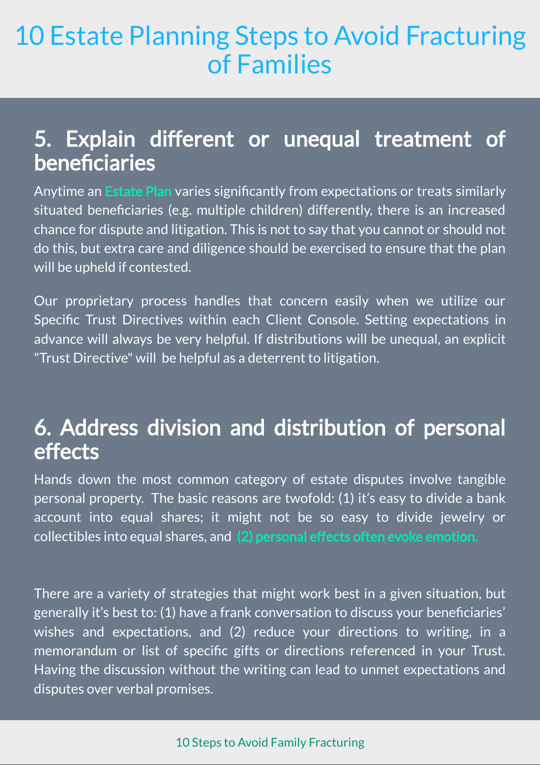# 10 Estate Planning Steps to Avoid Fracturing of Families

## 5. Explain different or unequal treatment of beneficiaries

Anytime an **Estate Plan** varies significantly from expectations or treats similarly situated beneficiaries (e.g. multiple children) differently, there is an increased chance for dispute and litigation. This is not to say that you cannot or should not do this, but extra care and diligence should be exercised to ensure that the plan will be upheld if contested.

Our proprietary process handles that concern easily when we utilize our Specific Trust Directives within each Client Console. Setting expectations in advance will always be very helpful. If distributions will be unequal, an explicit "Trust Directive" will be helpful as a deterrent to litigation.

## 6. Address division and distribution of personal effects

Hands down the most common category of estate disputes involve tangible personal property. The basic reasons are twofold: (1) it's easy to divide a bank account into equal shares; it might not be so easy to divide jewelry or collectibles into equal shares, and **(2) personal effects often evoke emotion.**

There are a variety of strategies that might work best in a given situation, but generally it's best to: (1) have a frank conversation to discuss your beneficiaries' wishes and expectations, and (2) reduce your directions to writing, in a memorandum or list of specific gifts or directions referenced in your Trust. Having the discussion without the writing can lead to unmet expectations and disputes over verbal promises.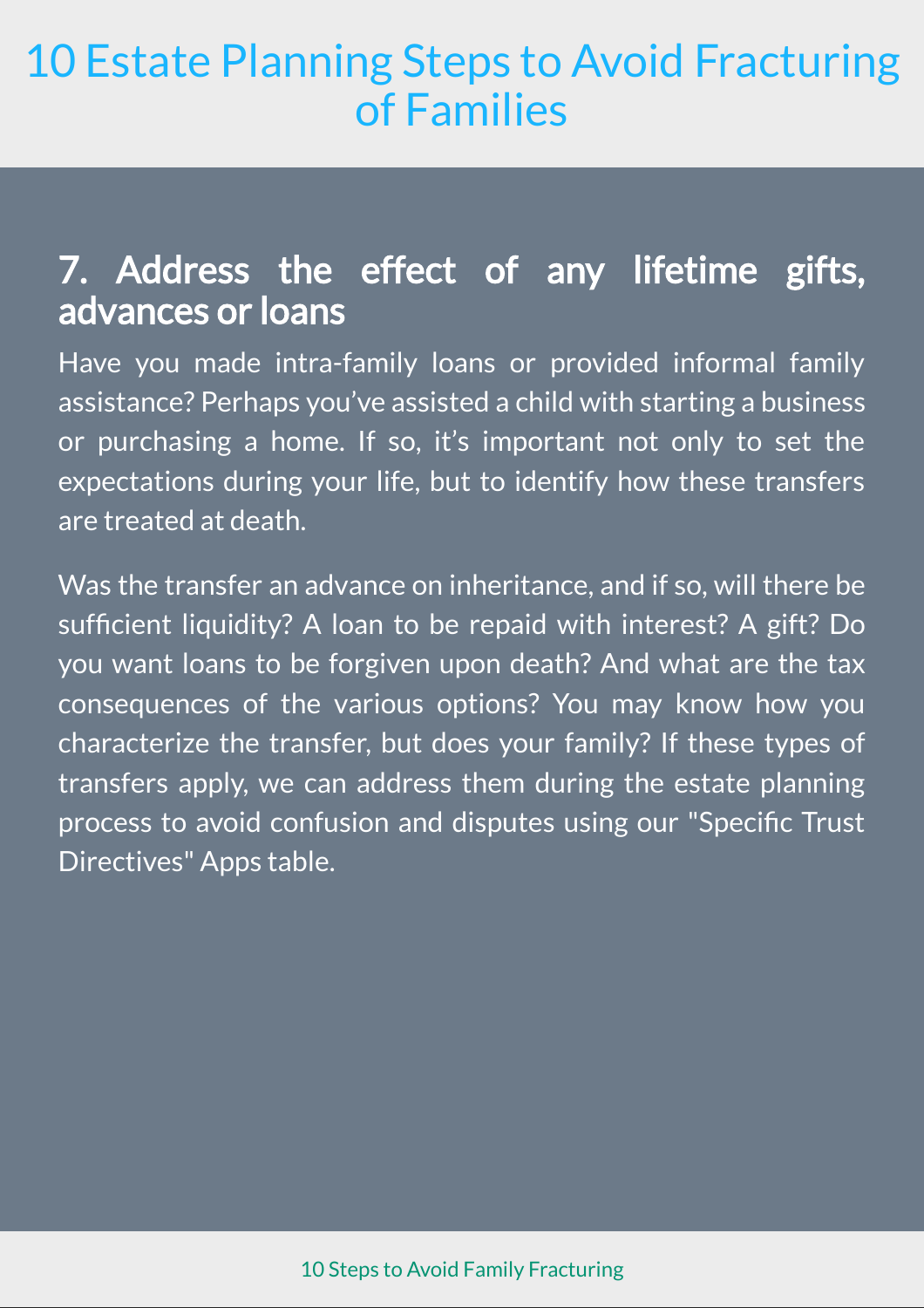# 10 Estate Planning Steps to Avoid Fracturing of Families

## 7. Address the effect of any lifetime gifts, advances or loans

Have you made intra-family loans or provided informal family assistance? Perhaps you've assisted a child with starting a business or purchasing a home. If so, it's important not only to set the expectations during your life, but to identify how these transfers are treated at death.

Was the transfer an advance on inheritance, and if so, will there be sufficient liquidity? A loan to be repaid with interest? A gift? Do you want loans to be forgiven upon death? And what are the tax consequences of the various options? You may know how you characterize the transfer, but does your family? If these types of transfers apply, we can address them during the estate planning process to avoid confusion and disputes using our "Specific Trust Directives" Apps table.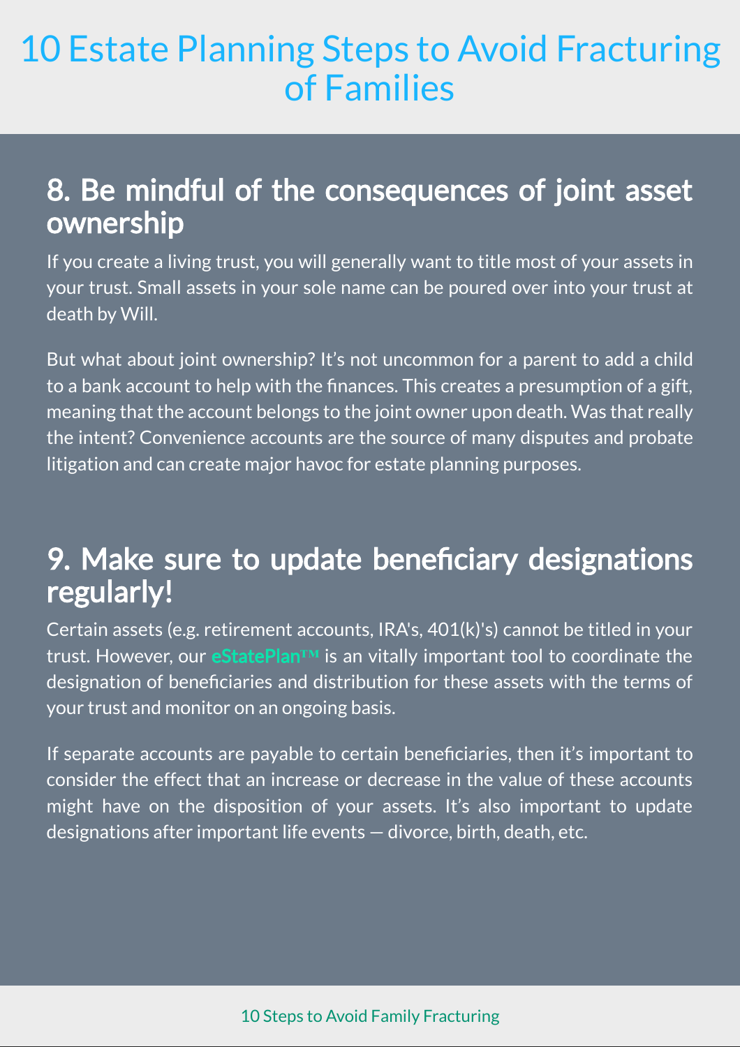# 10 Estate Planning Steps to Avoid Fracturing of Families

## 8. Be mindful of the consequences of joint asset ownership

If you create a living trust, you will generally want to title most of your assets in your trust. Small assets in your sole name can be poured over into your trust at death by Will.

But what about joint ownership? It's not uncommon for a parent to add a child to a bank account to help with the finances. This creates a presumption of a gift, meaning that the account belongs to the joint owner upon death. Was that really the intent? Convenience accounts are the source of many disputes and probate litigation and can create major havoc for estate planning purposes.

## 9. Make sure to update beneficiary designations regularly!

Certain assets (e.g. retirement accounts, IRA's, 401(k)'s) cannot be titled in your trust. However, our **eStatePlan™** is an vitally important tool to coordinate the designation of beneficiaries and distribution for these assets with the terms of your trust and monitor on an ongoing basis.

If separate accounts are payable to certain beneficiaries, then it's important to consider the effect that an increase or decrease in the value of these accounts might have on the disposition of your assets. It's also important to update designations after important life events — divorce, birth, death, etc.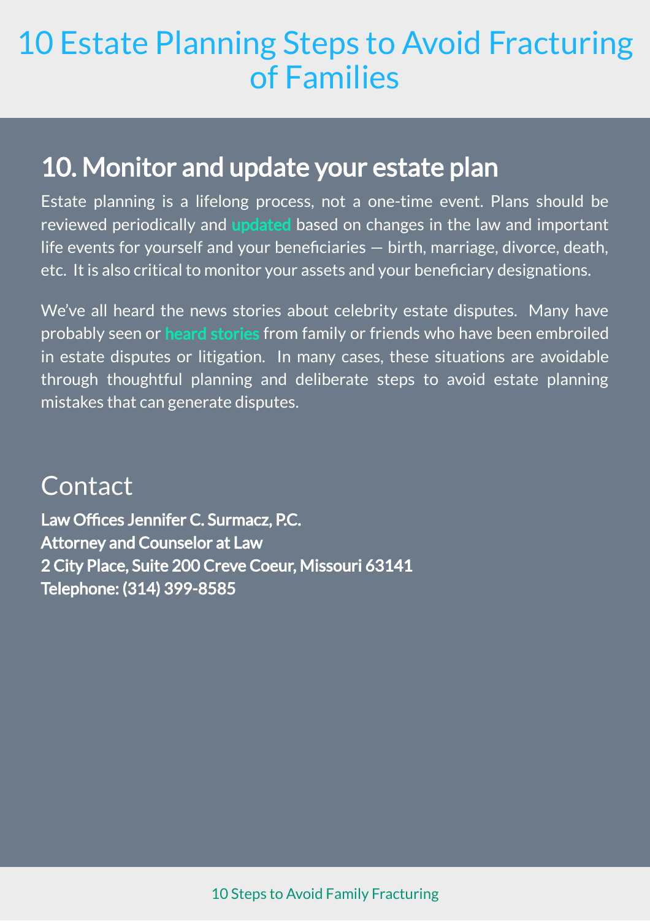# 10 Estate Planning Steps to Avoid Fracturing of Families

## 10. Monitor and update your estate plan

Estate planning is a lifelong process, not a one-time event. Plans should be reviewed periodically and **updated** based on changes in the law and important life events for yourself and your beneficiaries — birth, marriage, divorce, death, etc. It is also critical to monitor your assets and your beneficiary designations.

We've all heard the news stories about celebrity estate disputes. Many have probably seen or heard stories from family or friends who have been embroiled in estate disputes or litigation. In many cases, these situations are avoidable through thoughtful planning and deliberate steps to avoid estate planning mistakes that can generate disputes.

## Contact

**Law Offices Jennifer C. Surmacz, P.C.**
**Attorney and Counselor at Law**
**2 City Place, Suite 200 Creve Coeur, Missouri 63141**
**Telephone: (314) 399-8585**